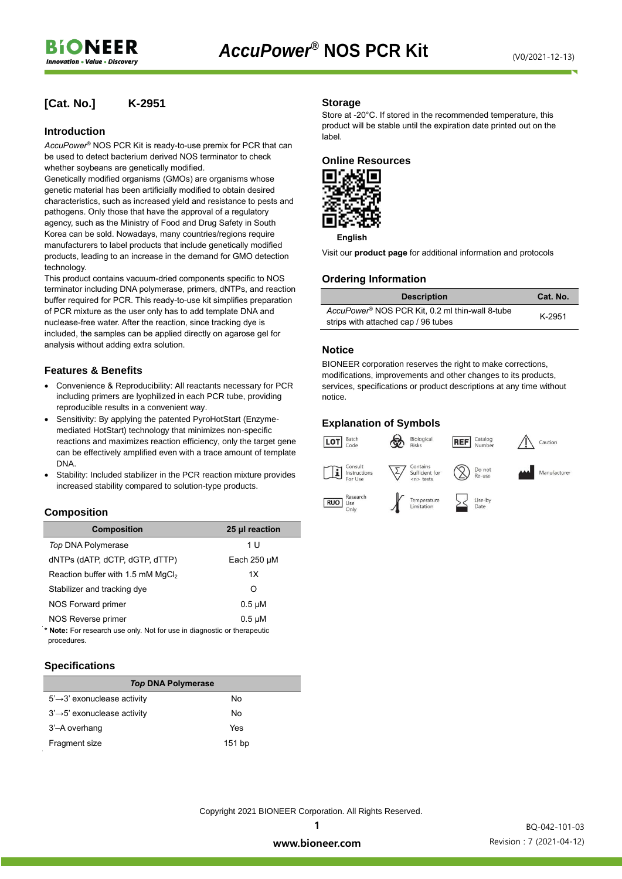# *AccuPower*® NOS PCR Kit

(V0/2021-12-13)

## [Cat. No.] K-2951

## Introduction

*AccuPower*® NOS PCR Kit is ready-to-use premix for PCR that can be used to detect bacterium derived NOS terminator to check whether soybeans are genetically modified.

Genetically modified organisms (GMOs) are organisms whose genetic material has been artificially modified to obtain desired characteristics, such as increased yield and resistance to pests and pathogens. Only those that have the approval of a regulatory agency, such as the Ministry of Food and Drug Safety in South Korea can be sold. Nowadays, many countries/regions require manufacturers to label products that include genetically modified products, leading to an increase in the demand for GMO detection technology.

This product contains vacuum-dried components specific to NOS terminator including DNA polymerase, primers, dNTPs, and reaction buffer required for PCR. This ready-to-use kit simplifies preparation of PCR mixture as the user only has to add template DNA and nuclease-free water. After the reaction, since tracking dye is included, the samples can be applied directly on agarose gel for analysis without adding extra solution.

## Features & Benefits

- Convenience & Reproducibility: All reactants necessary for PCR including primers are lyophilized in each PCR tube, providing reproducible results in a convenient way.
- Sensitivity: By applying the patented PyroHotStart (Enzyme-mediated HotStart) technology that minimizes non-specific reactions and maximizes reaction efficiency, only the target gene can be effectively amplified even with a trace amount of template DNA.
- Stability: Included stabilizer in the PCR reaction mixture provides increased stability compared to solution-type products.

## Composition

| Composition | 25 μl reaction |
|---|---|
| *Top* DNA Polymerase | 1 U |
| dNTPs (dATP, dCTP, dGTP, dTTP) | Each 250 μM |
| Reaction buffer with 1.5 mM $MgCl_2$ | 1X |
| Stabilizer and tracking dye | O |
| NOS Forward primer | 0.5 μM |
| NOS Reverse primer | 0.5 μM |

\* **Note:** For research use only. Not for use in diagnostic or therapeutic procedures.

## Specifications

| *Top* DNA Polymerase | |
|---|---|
| 5'→3' exonuclease activity | No |
| 3'→5' exonuclease activity | No |
| 3'–A overhang | Yes |
| Fragment size | 151 bp |

## Storage

Store at -20°C. If stored in the recommended temperature, this product will be stable until the expiration date printed out on the label.

## Online Resources

English

Visit our **product page** for additional information and protocols

## Ordering Information

| Description | Cat. No. |
|---|---|
| *AccuPower*® NOS PCR Kit, 0.2 ml thin-wall 8-tube strips with attached cap / 96 tubes | K-2951 |

## Notice

BIONEER corporation reserves the right to make corrections, modifications, improvements and other changes to its products, services, specifications or product descriptions at any time without notice.

## Explanation of Symbols

| Symbol | Meaning | Symbol | Meaning | Symbol | Meaning | Symbol | Meaning |
|---|---|---|---|---|---|---|---|
| LOT | Batch Code | | Biological Risks | REF | Catalog Number | | Caution |
| | Consult Instructions For Use | | Contains Sufficient for <n> tests | | Do not Re-use | | Manufacturer |
| RUO | Research Use Only | | Temperature Limitation | | Use-by Date | | |

Copyright 2021 BIONEER Corporation. All Rights Reserved.

www.bioneer.com

BQ-042-101-03
Revision : 7 (2021-04-12)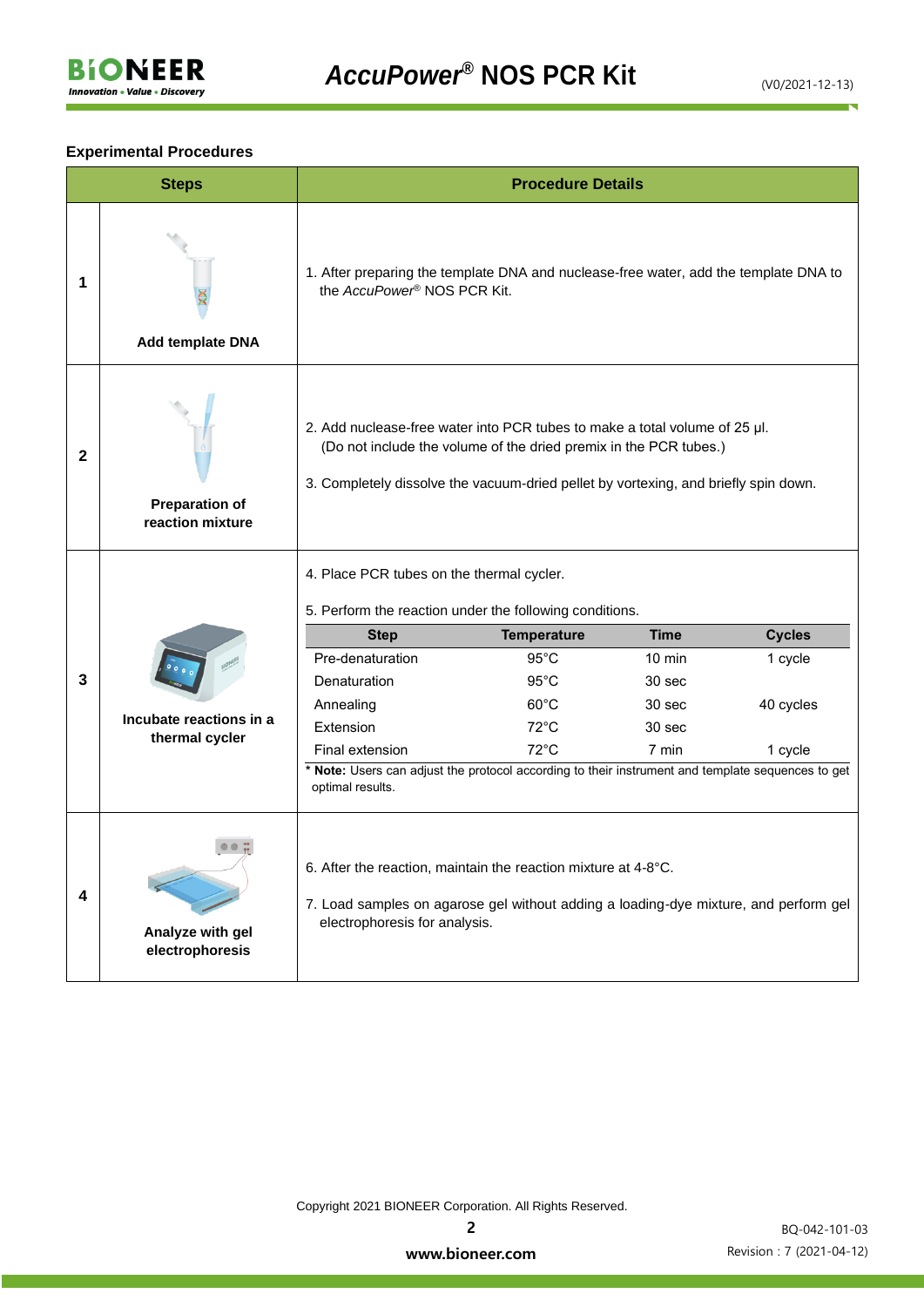## Experimental Procedures

| Steps | | Procedure Details |
|---|---|---|
| 1 | Add template DNA | 1. After preparing the template DNA and nuclease-free water, add the template DNA to the *AccuPower*® NOS PCR Kit. |
| 2 | Preparation of reaction mixture | 2. Add nuclease-free water into PCR tubes to make a total volume of 25 µl. (Do not include the volume of the dried premix in the PCR tubes.)<br><br>3. Completely dissolve the vacuum-dried pellet by vortexing, and briefly spin down. |
| 3 | Incubate reactions in a thermal cycler | 4. Place PCR tubes on the thermal cycler.<br><br>5. Perform the reaction under the following conditions. |
| 4 | Analyze with gel electrophoresis | 6. After the reaction, maintain the reaction mixture at 4-8°C.<br><br>7. Load samples on agarose gel without adding a loading-dye mixture, and perform gel electrophoresis for analysis. |

Reaction conditions (step 5):

| Step | Temperature | Time | Cycles |
|---|---|---|---|
| Pre-denaturation | 95°C | 10 min | 1 cycle |
| Denaturation | 95°C | 30 sec | 40 cycles |
| Annealing | 60°C | 30 sec | |
| Extension | 72°C | 30 sec | |
| Final extension | 72°C | 7 min | 1 cycle |

\* **Note:** Users can adjust the protocol according to their instrument and template sequences to get optimal results.

Copyright 2021 BIONEER Corporation. All Rights Reserved.

www.bioneer.com

BQ-042-101-03
Revision : 7 (2021-04-12)